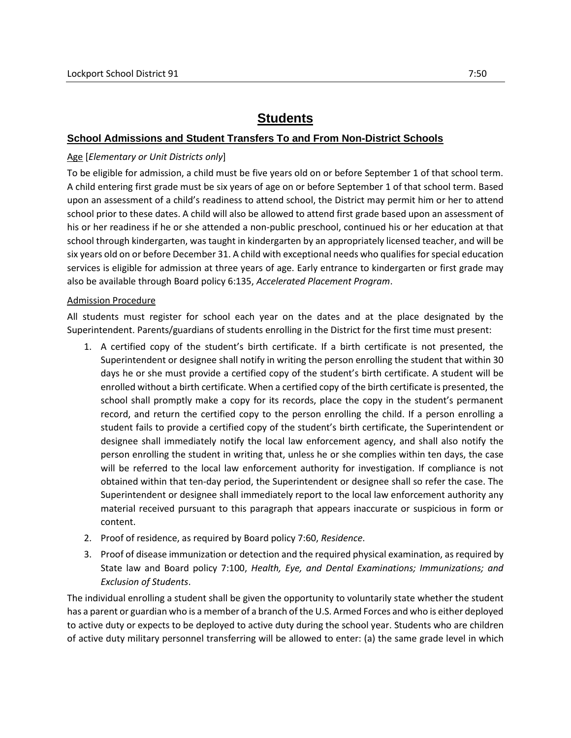# Students

## School Admissions and Student Transfers To and From Non-District Schools

Age [*Elementary or Unit Districts only*]

To be eligible for admission, a child must be five years old on or before September 1 of that school term. A child entering first grade must be six years of age on or before September 1 of that school term. Based upon an assessment of a child's readiness to attend school, the District may permit him or her to attend school prior to these dates. A child will also be allowed to attend first grade based upon an assessment of his or her readiness if he or she attended a non-public preschool, continued his or her education at that school through kindergarten, was taught in kindergarten by an appropriately licensed teacher, and will be six years old on or before December 31. A child with exceptional needs who qualifies for special education services is eligible for admission at three years of age. Early entrance to kindergarten or first grade may also be available through Board policy 6:135, *Accelerated Placement Program*.

Admission Procedure

All students must register for school each year on the dates and at the place designated by the Superintendent. Parents/guardians of students enrolling in the District for the first time must present:

1. A certified copy of the student's birth certificate. If a birth certificate is not presented, the Superintendent or designee shall notify in writing the person enrolling the student that within 30 days he or she must provide a certified copy of the student's birth certificate. A student will be enrolled without a birth certificate. When a certified copy of the birth certificate is presented, the school shall promptly make a copy for its records, place the copy in the student's permanent record, and return the certified copy to the person enrolling the child. If a person enrolling a student fails to provide a certified copy of the student's birth certificate, the Superintendent or designee shall immediately notify the local law enforcement agency, and shall also notify the person enrolling the student in writing that, unless he or she complies within ten days, the case will be referred to the local law enforcement authority for investigation. If compliance is not obtained within that ten-day period, the Superintendent or designee shall so refer the case. The Superintendent or designee shall immediately report to the local law enforcement authority any material received pursuant to this paragraph that appears inaccurate or suspicious in form or content.
2. Proof of residence, as required by Board policy 7:60, *Residence*.
3. Proof of disease immunization or detection and the required physical examination, as required by State law and Board policy 7:100, *Health, Eye, and Dental Examinations; Immunizations; and Exclusion of Students*.

The individual enrolling a student shall be given the opportunity to voluntarily state whether the student has a parent or guardian who is a member of a branch of the U.S. Armed Forces and who is either deployed to active duty or expects to be deployed to active duty during the school year. Students who are children of active duty military personnel transferring will be allowed to enter: (a) the same grade level in which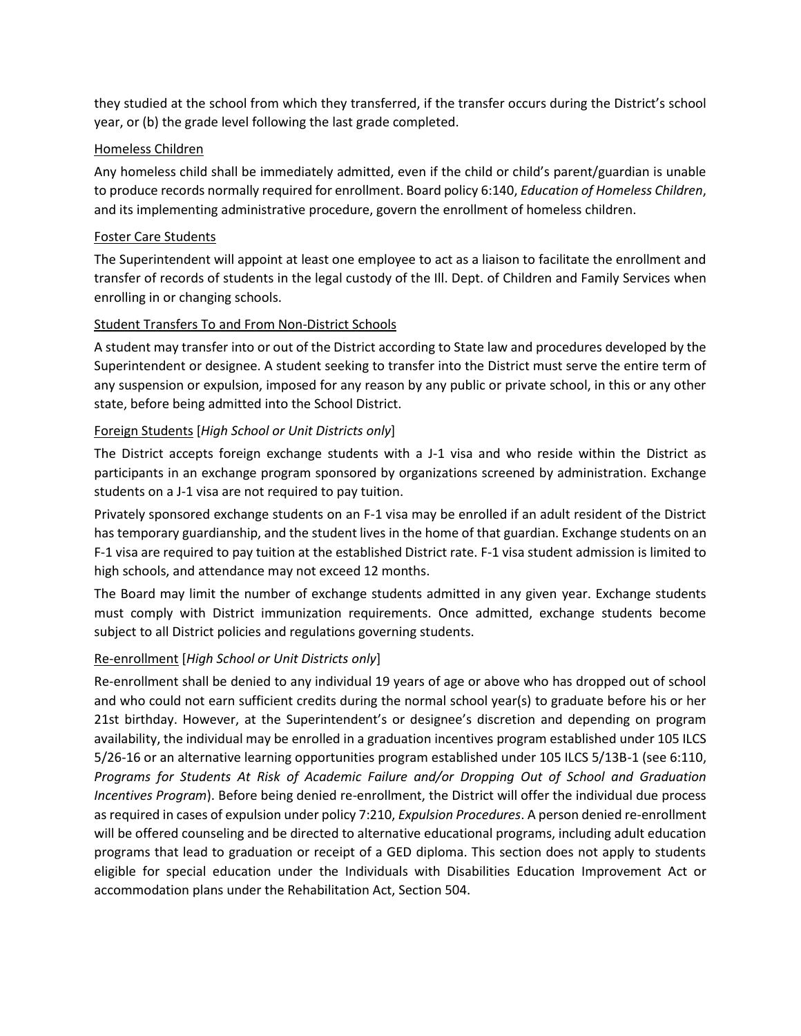they studied at the school from which they transferred, if the transfer occurs during the District's school year, or (b) the grade level following the last grade completed.

### Homeless Children

Any homeless child shall be immediately admitted, even if the child or child's parent/guardian is unable to produce records normally required for enrollment. Board policy 6:140, *Education of Homeless Children*, and its implementing administrative procedure, govern the enrollment of homeless children.

### Foster Care Students

The Superintendent will appoint at least one employee to act as a liaison to facilitate the enrollment and transfer of records of students in the legal custody of the Ill. Dept. of Children and Family Services when enrolling in or changing schools.

### Student Transfers To and From Non-District Schools

A student may transfer into or out of the District according to State law and procedures developed by the Superintendent or designee. A student seeking to transfer into the District must serve the entire term of any suspension or expulsion, imposed for any reason by any public or private school, in this or any other state, before being admitted into the School District.

### Foreign Students [*High School or Unit Districts only*]

The District accepts foreign exchange students with a J-1 visa and who reside within the District as participants in an exchange program sponsored by organizations screened by administration. Exchange students on a J-1 visa are not required to pay tuition.

Privately sponsored exchange students on an F-1 visa may be enrolled if an adult resident of the District has temporary guardianship, and the student lives in the home of that guardian. Exchange students on an F-1 visa are required to pay tuition at the established District rate. F-1 visa student admission is limited to high schools, and attendance may not exceed 12 months.

The Board may limit the number of exchange students admitted in any given year. Exchange students must comply with District immunization requirements. Once admitted, exchange students become subject to all District policies and regulations governing students.

### Re-enrollment [*High School or Unit Districts only*]

Re-enrollment shall be denied to any individual 19 years of age or above who has dropped out of school and who could not earn sufficient credits during the normal school year(s) to graduate before his or her 21st birthday. However, at the Superintendent's or designee's discretion and depending on program availability, the individual may be enrolled in a graduation incentives program established under 105 ILCS 5/26-16 or an alternative learning opportunities program established under 105 ILCS 5/13B-1 (see 6:110, *Programs for Students At Risk of Academic Failure and/or Dropping Out of School and Graduation Incentives Program*). Before being denied re-enrollment, the District will offer the individual due process as required in cases of expulsion under policy 7:210, *Expulsion Procedures*. A person denied re-enrollment will be offered counseling and be directed to alternative educational programs, including adult education programs that lead to graduation or receipt of a GED diploma. This section does not apply to students eligible for special education under the Individuals with Disabilities Education Improvement Act or accommodation plans under the Rehabilitation Act, Section 504.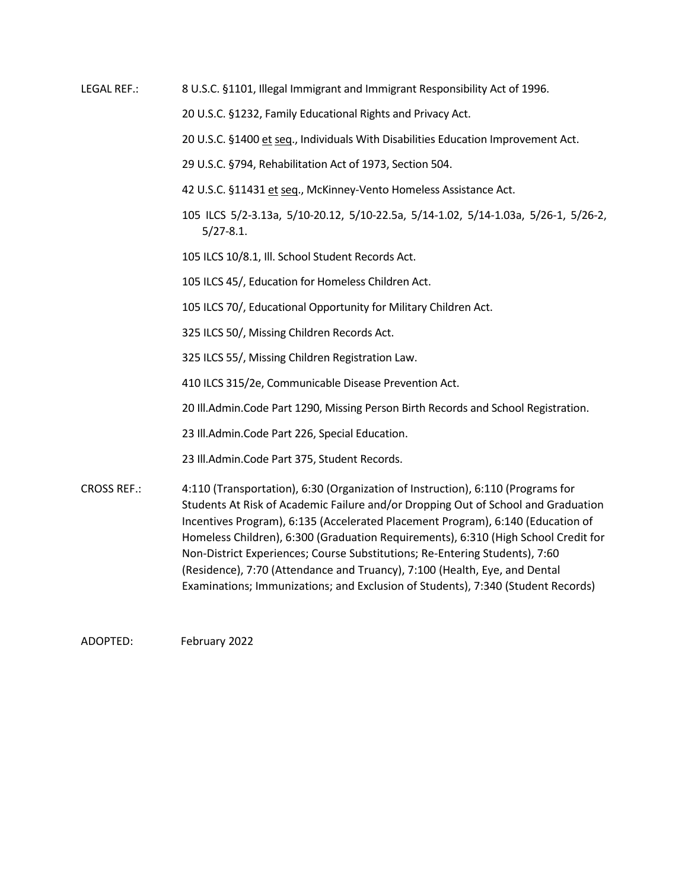LEGAL REF.: 8 U.S.C. §1101, Illegal Immigrant and Immigrant Responsibility Act of 1996.

20 U.S.C. §1232, Family Educational Rights and Privacy Act.

20 U.S.C. §1400 et seq., Individuals With Disabilities Education Improvement Act.

29 U.S.C. §794, Rehabilitation Act of 1973, Section 504.

42 U.S.C. §11431 et seq., McKinney-Vento Homeless Assistance Act.

105 ILCS 5/2-3.13a, 5/10-20.12, 5/10-22.5a, 5/14-1.02, 5/14-1.03a, 5/26-1, 5/26-2, 5/27-8.1.

105 ILCS 10/8.1, Ill. School Student Records Act.

105 ILCS 45/, Education for Homeless Children Act.

105 ILCS 70/, Educational Opportunity for Military Children Act.

325 ILCS 50/, Missing Children Records Act.

325 ILCS 55/, Missing Children Registration Law.

410 ILCS 315/2e, Communicable Disease Prevention Act.

20 Ill.Admin.Code Part 1290, Missing Person Birth Records and School Registration.

23 Ill.Admin.Code Part 226, Special Education.

23 Ill.Admin.Code Part 375, Student Records.

CROSS REF.: 4:110 (Transportation), 6:30 (Organization of Instruction), 6:110 (Programs for Students At Risk of Academic Failure and/or Dropping Out of School and Graduation Incentives Program), 6:135 (Accelerated Placement Program), 6:140 (Education of Homeless Children), 6:300 (Graduation Requirements), 6:310 (High School Credit for Non-District Experiences; Course Substitutions; Re-Entering Students), 7:60 (Residence), 7:70 (Attendance and Truancy), 7:100 (Health, Eye, and Dental Examinations; Immunizations; and Exclusion of Students), 7:340 (Student Records)

ADOPTED: February 2022